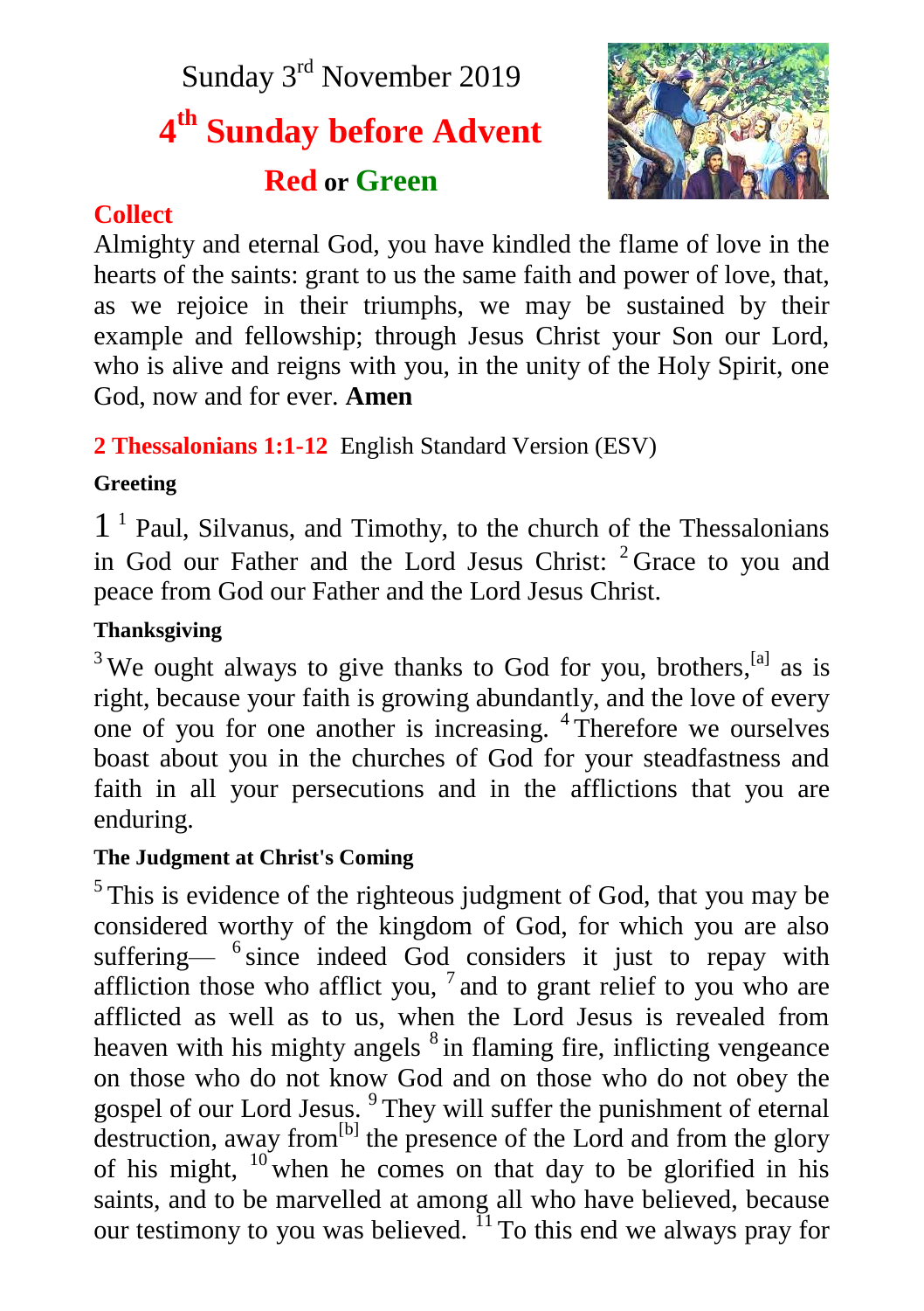Sunday 3rd November 2019

# 4th Sunday before Advent

**Red or Green**

## Collect

Almighty and eternal God, you have kindled the flame of love in the hearts of the saints: grant to us the same faith and power of love, that, as we rejoice in their triumphs, we may be sustained by their example and fellowship; through Jesus Christ your Son our Lord, who is alive and reigns with you, in the unity of the Holy Spirit, one God, now and for ever. **Amen**

**2 Thessalonians 1:1-12** English Standard Version (ESV)

### Greeting

1 [1] Paul, Silvanus, and Timothy, to the church of the Thessalonians in God our Father and the Lord Jesus Christ: [2] Grace to you and peace from God our Father and the Lord Jesus Christ.

### Thanksgiving

[3] We ought always to give thanks to God for you, brothers,[a] as is right, because your faith is growing abundantly, and the love of every one of you for one another is increasing. [4] Therefore we ourselves boast about you in the churches of God for your steadfastness and faith in all your persecutions and in the afflictions that you are enduring.

### The Judgment at Christ's Coming

[5] This is evidence of the righteous judgment of God, that you may be considered worthy of the kingdom of God, for which you are also suffering— [6] since indeed God considers it just to repay with affliction those who afflict you, [7] and to grant relief to you who are afflicted as well as to us, when the Lord Jesus is revealed from heaven with his mighty angels [8] in flaming fire, inflicting vengeance on those who do not know God and on those who do not obey the gospel of our Lord Jesus. [9] They will suffer the punishment of eternal destruction, away from[b] the presence of the Lord and from the glory of his might, [10] when he comes on that day to be glorified in his saints, and to be marvelled at among all who have believed, because our testimony to you was believed. [11] To this end we always pray for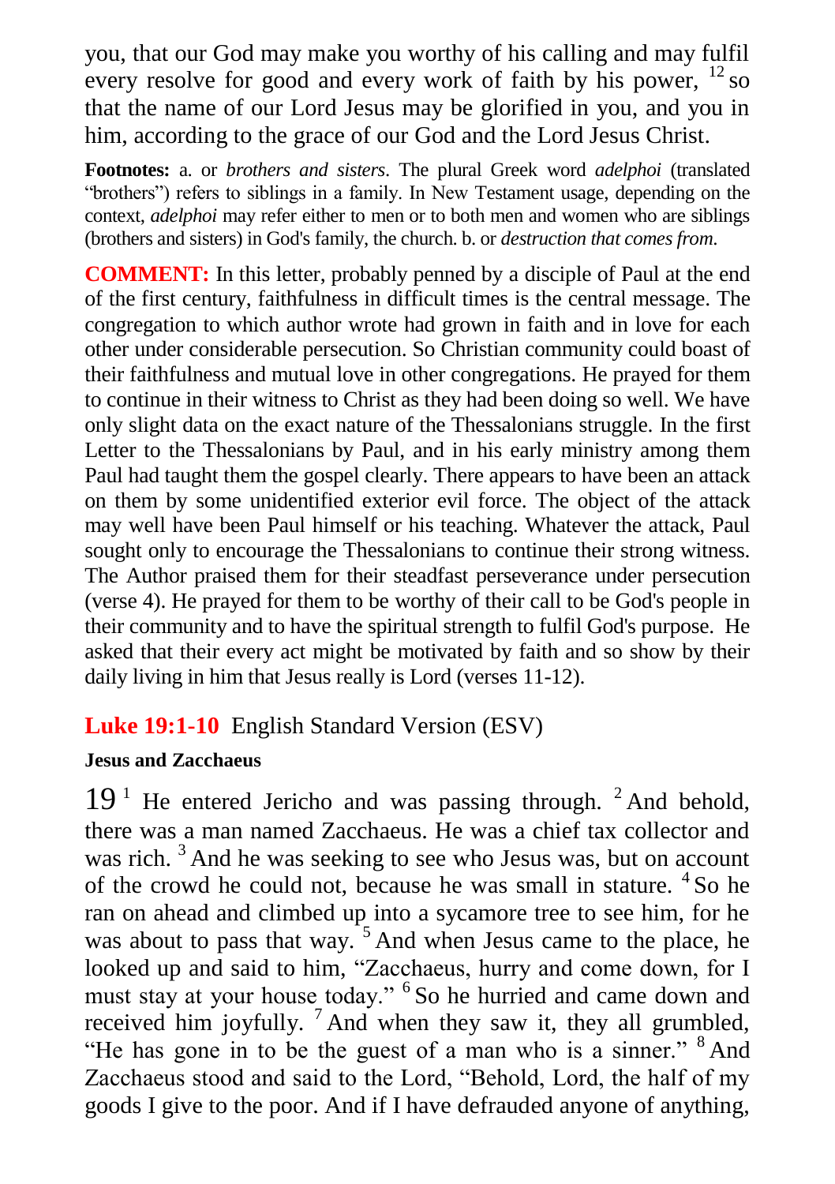you, that our God may make you worthy of his calling and may fulfil every resolve for good and every work of faith by his power, [12] so that the name of our Lord Jesus may be glorified in you, and you in him, according to the grace of our God and the Lord Jesus Christ.

**Footnotes:** a. or *brothers and sisters*. The plural Greek word *adelphoi* (translated "brothers") refers to siblings in a family. In New Testament usage, depending on the context, *adelphoi* may refer either to men or to both men and women who are siblings (brothers and sisters) in God's family, the church. b. or *destruction that comes from*.

**COMMENT:** In this letter, probably penned by a disciple of Paul at the end of the first century, faithfulness in difficult times is the central message. The congregation to which author wrote had grown in faith and in love for each other under considerable persecution. So Christian community could boast of their faithfulness and mutual love in other congregations. He prayed for them to continue in their witness to Christ as they had been doing so well. We have only slight data on the exact nature of the Thessalonians struggle. In the first Letter to the Thessalonians by Paul, and in his early ministry among them Paul had taught them the gospel clearly. There appears to have been an attack on them by some unidentified exterior evil force. The object of the attack may well have been Paul himself or his teaching. Whatever the attack, Paul sought only to encourage the Thessalonians to continue their strong witness. The Author praised them for their steadfast perseverance under persecution (verse 4). He prayed for them to be worthy of their call to be God's people in their community and to have the spiritual strength to fulfil God's purpose. He asked that their every act might be motivated by faith and so show by their daily living in him that Jesus really is Lord (verses 11-12).

## **Luke 19:1-10** English Standard Version (ESV)

**Jesus and Zacchaeus**

19 [1] He entered Jericho and was passing through. [2] And behold, there was a man named Zacchaeus. He was a chief tax collector and was rich. [3] And he was seeking to see who Jesus was, but on account of the crowd he could not, because he was small in stature. [4] So he ran on ahead and climbed up into a sycamore tree to see him, for he was about to pass that way. [5] And when Jesus came to the place, he looked up and said to him, "Zacchaeus, hurry and come down, for I must stay at your house today." [6] So he hurried and came down and received him joyfully. [7] And when they saw it, they all grumbled, "He has gone in to be the guest of a man who is a sinner." [8] And Zacchaeus stood and said to the Lord, "Behold, Lord, the half of my goods I give to the poor. And if I have defrauded anyone of anything,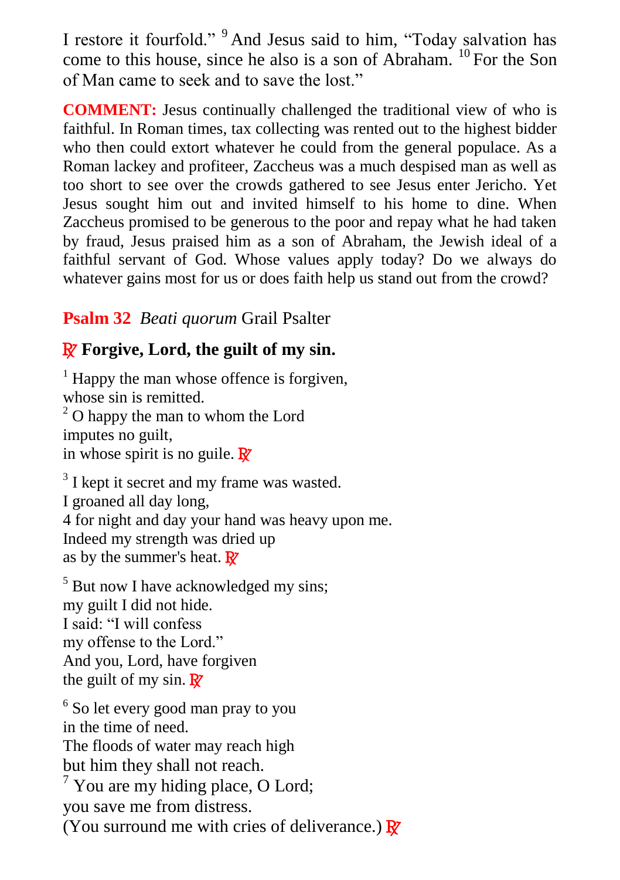I restore it fourfold." [9] And Jesus said to him, "Today salvation has come to this house, since he also is a son of Abraham. [10] For the Son of Man came to seek and to save the lost."

**COMMENT:** Jesus continually challenged the traditional view of who is faithful. In Roman times, tax collecting was rented out to the highest bidder who then could extort whatever he could from the general populace. As a Roman lackey and profiteer, Zaccheus was a much despised man as well as too short to see over the crowds gathered to see Jesus enter Jericho. Yet Jesus sought him out and invited himself to his home to dine. When Zaccheus promised to be generous to the poor and repay what he had taken by fraud, Jesus praised him as a son of Abraham, the Jewish ideal of a faithful servant of God. Whose values apply today? Do we always do whatever gains most for us or does faith help us stand out from the crowd?

## **Psalm 32** *Beati quorum* Grail Psalter

### ℟ Forgive, Lord, the guilt of my sin.

[1] Happy the man whose offence is forgiven,
whose sin is remitted.
[2] O happy the man to whom the Lord
imputes no guilt,
in whose spirit is no guile. ℟

[3] I kept it secret and my frame was wasted.
I groaned all day long,
4 for night and day your hand was heavy upon me.
Indeed my strength was dried up
as by the summer's heat. ℟

[5] But now I have acknowledged my sins;
my guilt I did not hide.
I said: "I will confess
my offense to the Lord."
And you, Lord, have forgiven
the guilt of my sin. ℟

[6] So let every good man pray to you
in the time of need.
The floods of water may reach high
but him they shall not reach.
[7] You are my hiding place, O Lord;
you save me from distress.
(You surround me with cries of deliverance.) ℟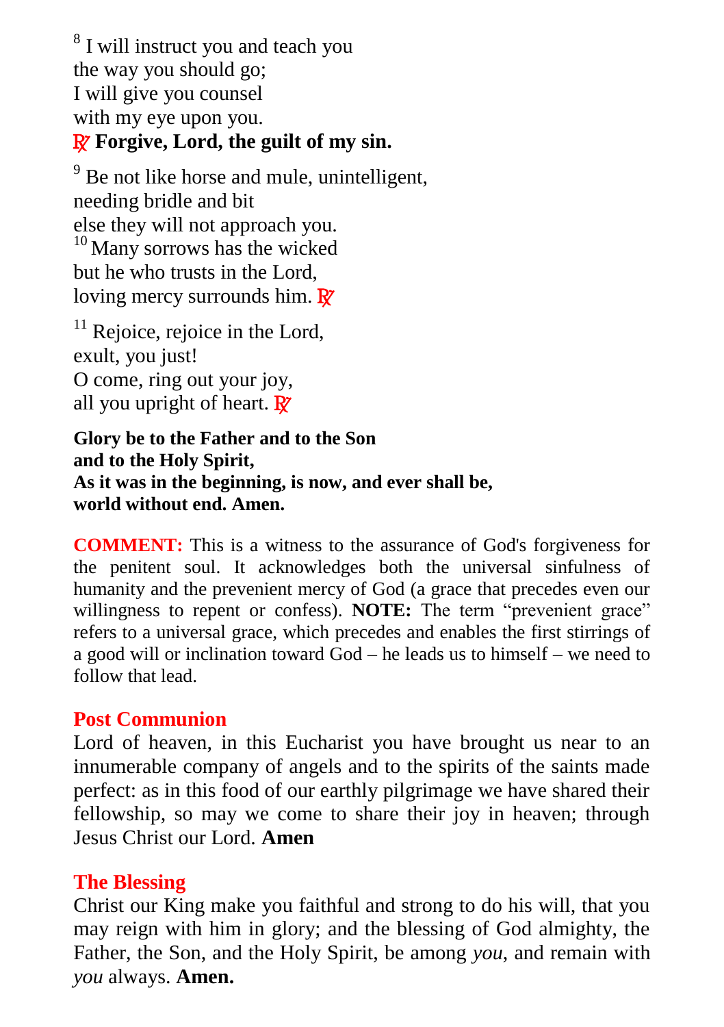[8] I will instruct you and teach you
the way you should go;
I will give you counsel
with my eye upon you.
℟ **Forgive, Lord, the guilt of my sin.**

[9] Be not like horse and mule, unintelligent,
needing bridle and bit
else they will not approach you.
[10] Many sorrows has the wicked
but he who trusts in the Lord,
loving mercy surrounds him. ℟

[11] Rejoice, rejoice in the Lord,
exult, you just!
O come, ring out your joy,
all you upright of heart. ℟

**Glory be to the Father and to the Son**
**and to the Holy Spirit,**
**As it was in the beginning, is now, and ever shall be,**
**world without end. Amen.**

**COMMENT:** This is a witness to the assurance of God's forgiveness for the penitent soul. It acknowledges both the universal sinfulness of humanity and the prevenient mercy of God (a grace that precedes even our willingness to repent or confess). **NOTE:** The term "prevenient grace" refers to a universal grace, which precedes and enables the first stirrings of a good will or inclination toward God – he leads us to himself – we need to follow that lead.

## Post Communion

Lord of heaven, in this Eucharist you have brought us near to an innumerable company of angels and to the spirits of the saints made perfect: as in this food of our earthly pilgrimage we have shared their fellowship, so may we come to share their joy in heaven; through Jesus Christ our Lord. **Amen**

## The Blessing

Christ our King make you faithful and strong to do his will, that you may reign with him in glory; and the blessing of God almighty, the Father, the Son, and the Holy Spirit, be among *you*, and remain with *you* always. **Amen.**